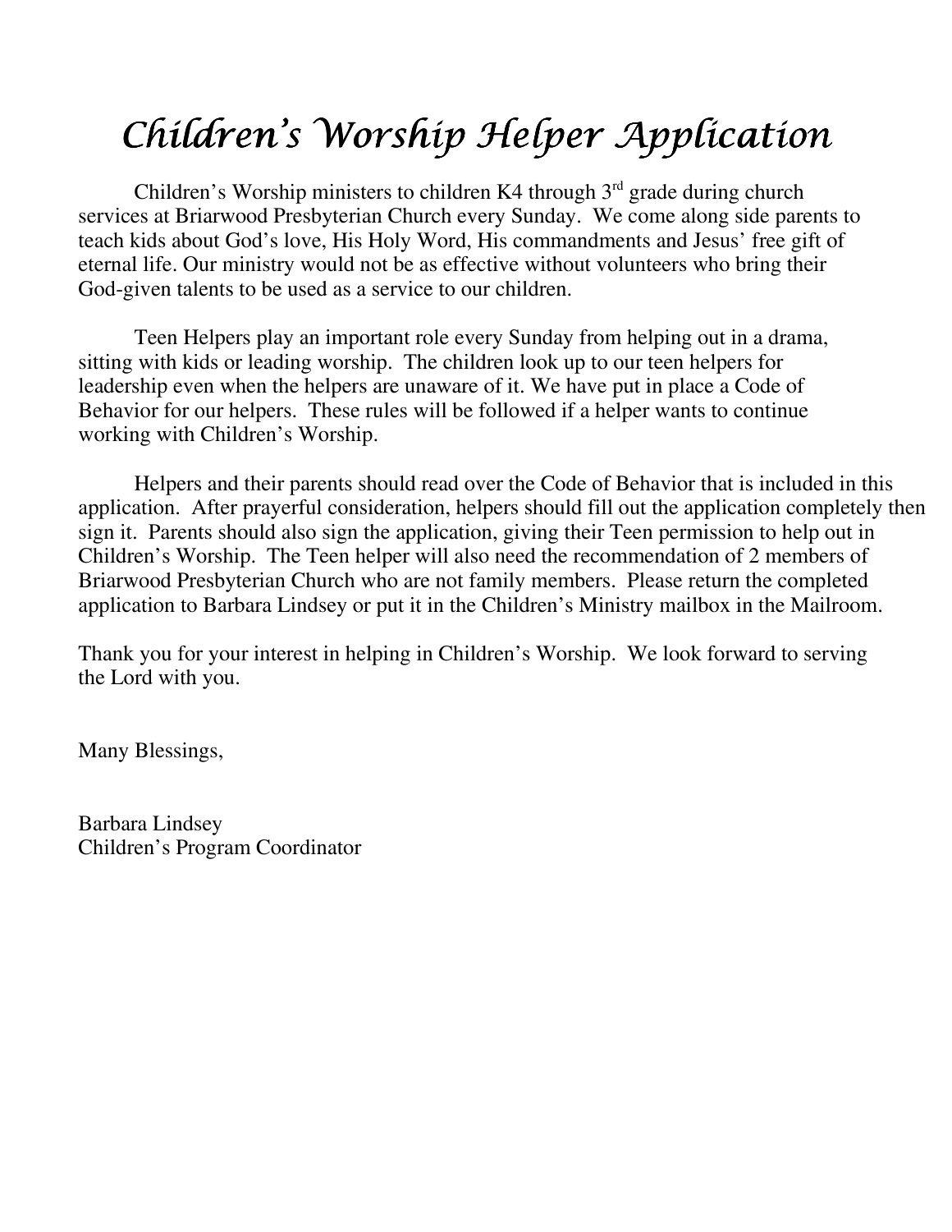# *Children's Worship Helper Application*

Children's Worship ministers to children K4 through 3rd grade during church services at Briarwood Presbyterian Church every Sunday. We come along side parents to teach kids about God's love, His Holy Word, His commandments and Jesus' free gift of eternal life. Our ministry would not be as effective without volunteers who bring their God-given talents to be used as a service to our children.

Teen Helpers play an important role every Sunday from helping out in a drama, sitting with kids or leading worship. The children look up to our teen helpers for leadership even when the helpers are unaware of it. We have put in place a Code of Behavior for our helpers. These rules will be followed if a helper wants to continue working with Children's Worship.

Helpers and their parents should read over the Code of Behavior that is included in this application. After prayerful consideration, helpers should fill out the application completely then sign it. Parents should also sign the application, giving their Teen permission to help out in Children's Worship. The Teen helper will also need the recommendation of 2 members of Briarwood Presbyterian Church who are not family members. Please return the completed application to Barbara Lindsey or put it in the Children's Ministry mailbox in the Mailroom.

Thank you for your interest in helping in Children's Worship. We look forward to serving the Lord with you.

Many Blessings,

Barbara Lindsey
Children's Program Coordinator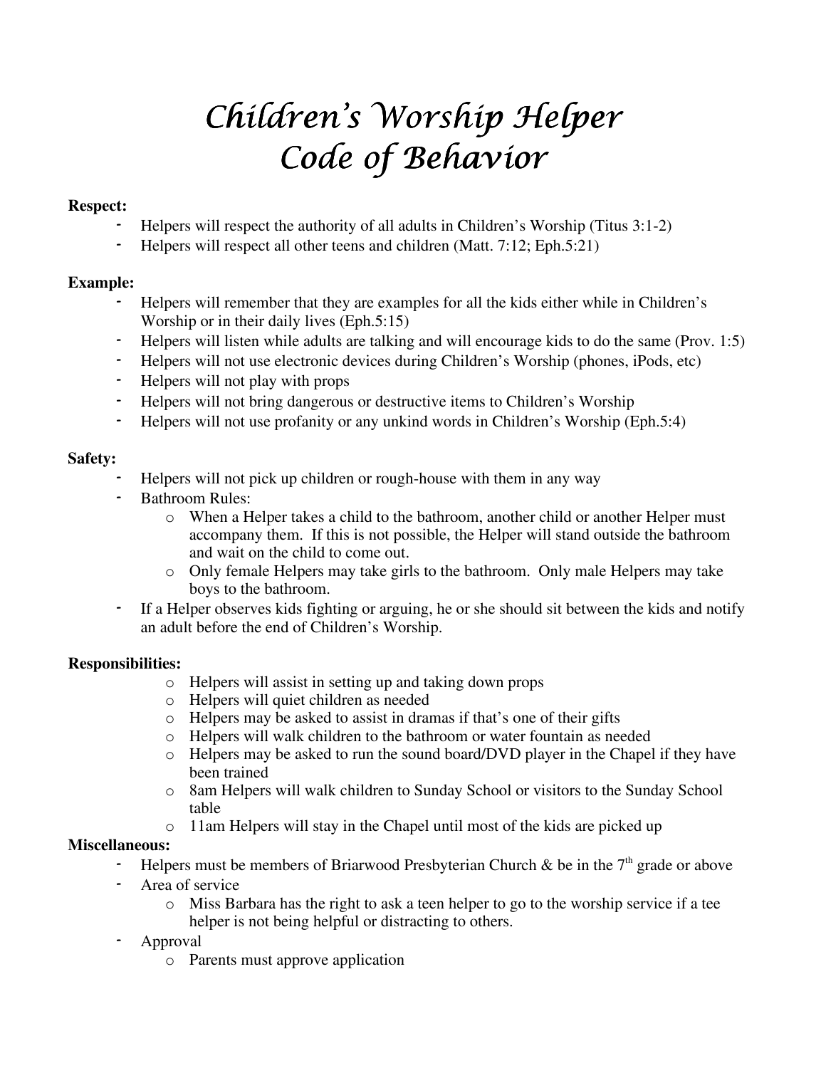# *Children's Worship Helper Code of Behavior*

**Respect:**

- Helpers will respect the authority of all adults in Children's Worship (Titus 3:1-2)
- Helpers will respect all other teens and children (Matt. 7:12; Eph.5:21)

**Example:**

- Helpers will remember that they are examples for all the kids either while in Children's Worship or in their daily lives (Eph.5:15)
- Helpers will listen while adults are talking and will encourage kids to do the same (Prov. 1:5)
- Helpers will not use electronic devices during Children's Worship (phones, iPods, etc)
- Helpers will not play with props
- Helpers will not bring dangerous or destructive items to Children's Worship
- Helpers will not use profanity or any unkind words in Children's Worship (Eph.5:4)

**Safety:**

- Helpers will not pick up children or rough-house with them in any way
- Bathroom Rules:
  - When a Helper takes a child to the bathroom, another child or another Helper must accompany them. If this is not possible, the Helper will stand outside the bathroom and wait on the child to come out.
  - Only female Helpers may take girls to the bathroom. Only male Helpers may take boys to the bathroom.
- If a Helper observes kids fighting or arguing, he or she should sit between the kids and notify an adult before the end of Children's Worship.

**Responsibilities:**

- Helpers will assist in setting up and taking down props
- Helpers will quiet children as needed
- Helpers may be asked to assist in dramas if that's one of their gifts
- Helpers will walk children to the bathroom or water fountain as needed
- Helpers may be asked to run the sound board/DVD player in the Chapel if they have been trained
- 8am Helpers will walk children to Sunday School or visitors to the Sunday School table
- 11am Helpers will stay in the Chapel until most of the kids are picked up

**Miscellaneous:**

- Helpers must be members of Briarwood Presbyterian Church & be in the 7th grade or above
- Area of service
  - Miss Barbara has the right to ask a teen helper to go to the worship service if a tee helper is not being helpful or distracting to others.
- Approval
  - Parents must approve application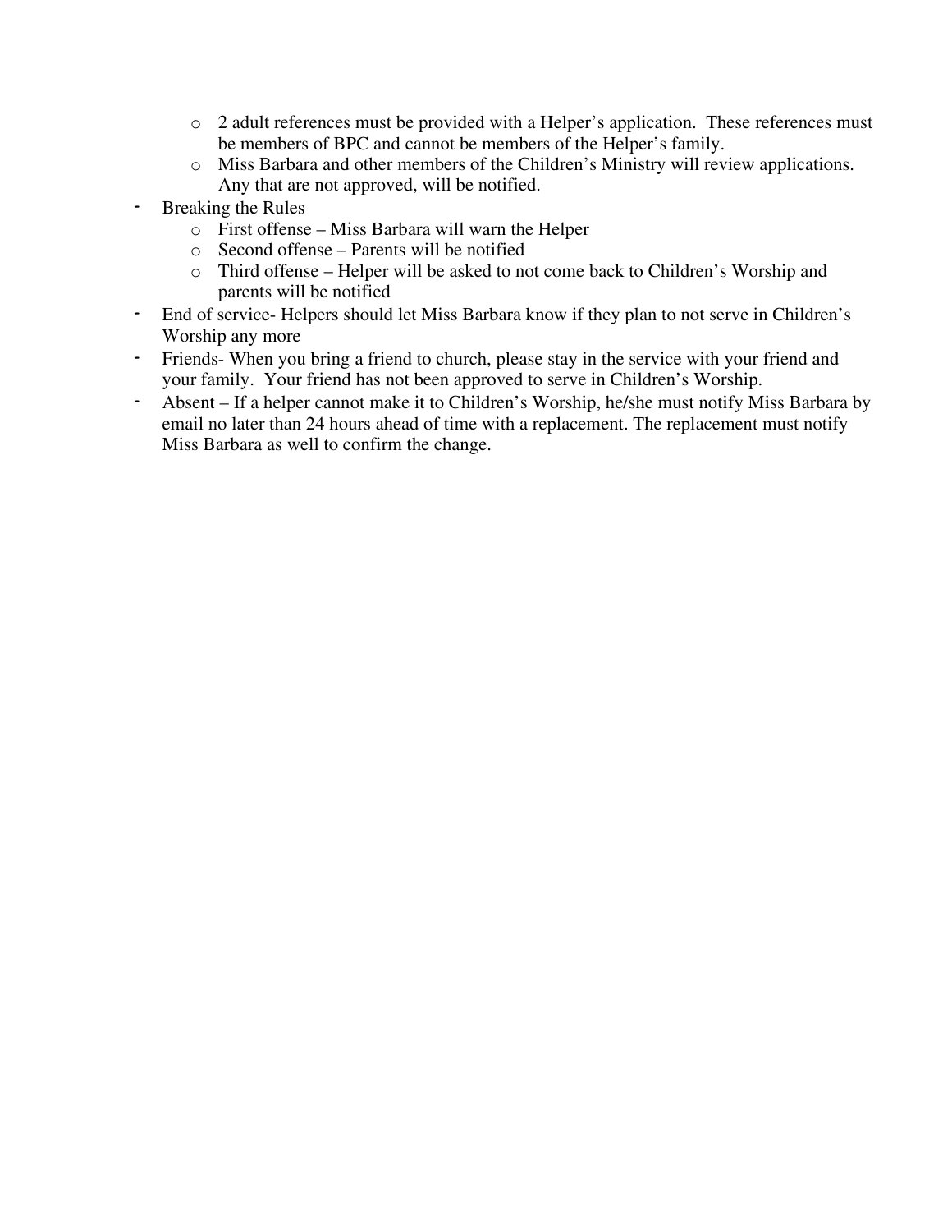- 2 adult references must be provided with a Helper's application. These references must be members of BPC and cannot be members of the Helper's family.
  - Miss Barbara and other members of the Children's Ministry will review applications. Any that are not approved, will be notified.
- Breaking the Rules
  - First offense – Miss Barbara will warn the Helper
  - Second offense – Parents will be notified
  - Third offense – Helper will be asked to not come back to Children's Worship and parents will be notified
- End of service- Helpers should let Miss Barbara know if they plan to not serve in Children's Worship any more
- Friends- When you bring a friend to church, please stay in the service with your friend and your family. Your friend has not been approved to serve in Children's Worship.
- Absent – If a helper cannot make it to Children's Worship, he/she must notify Miss Barbara by email no later than 24 hours ahead of time with a replacement. The replacement must notify Miss Barbara as well to confirm the change.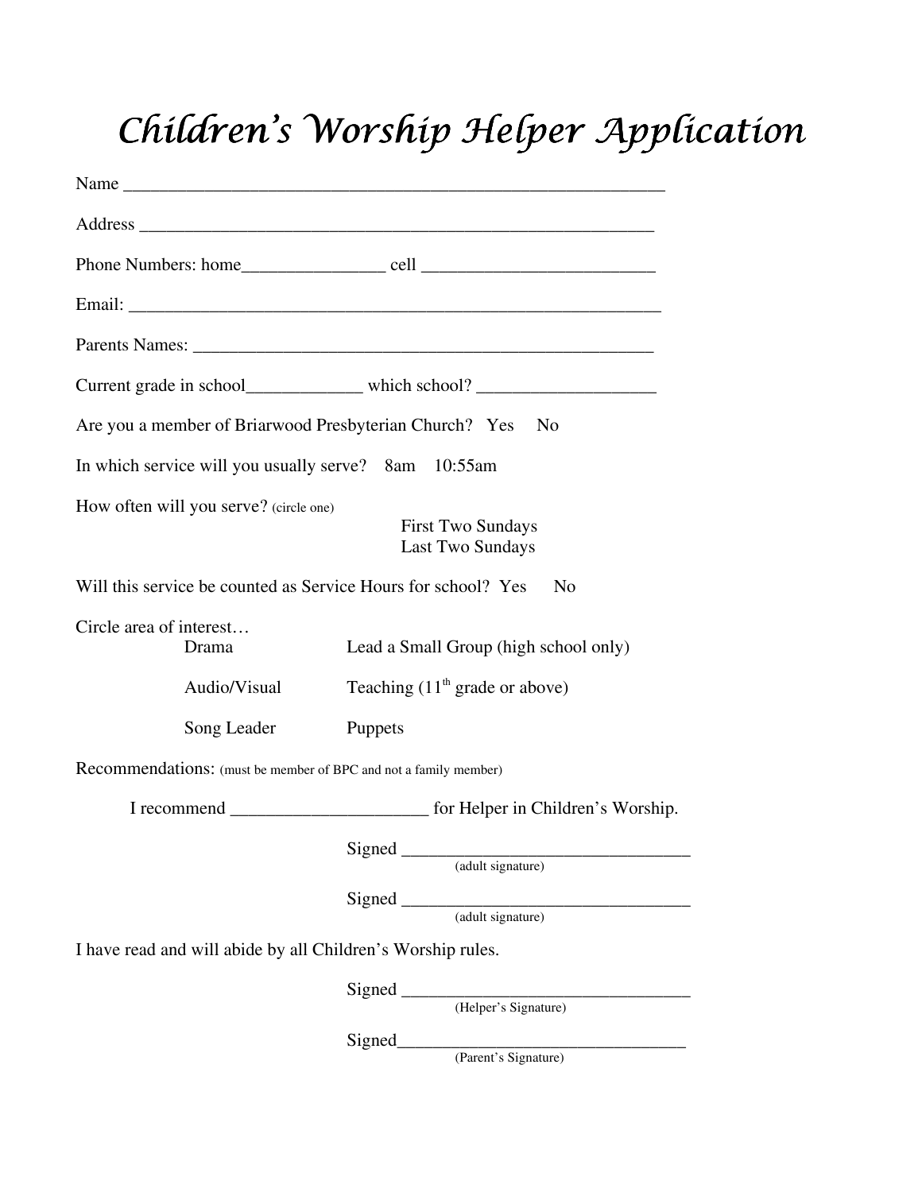# *Children's Worship Helper Application*

Name ____________________________________________________________

Address __________________________________________________________

Phone Numbers: home_______________ cell _________________________

Email: ____________________________________________________________

Parents Names: _____________________________________________________

Current grade in school_____________ which school? ___________________

Are you a member of Briarwood Presbyterian Church? Yes No

In which service will you usually serve? 8am 10:55am

How often will you serve? (circle one)

First Two Sundays
Last Two Sundays

Will this service be counted as Service Hours for school? Yes No

Circle area of interest…

| | |
|---|---|
| Drama | Lead a Small Group (high school only) |
| Audio/Visual | Teaching (11th grade or above) |
| Song Leader | Puppets |

Recommendations: (must be member of BPC and not a family member)

I recommend _____________________ for Helper in Children's Worship.

Signed ________________________________
(adult signature)

Signed ________________________________
(adult signature)

I have read and will abide by all Children's Worship rules.

Signed ________________________________
(Helper's Signature)

Signed________________________________
(Parent's Signature)